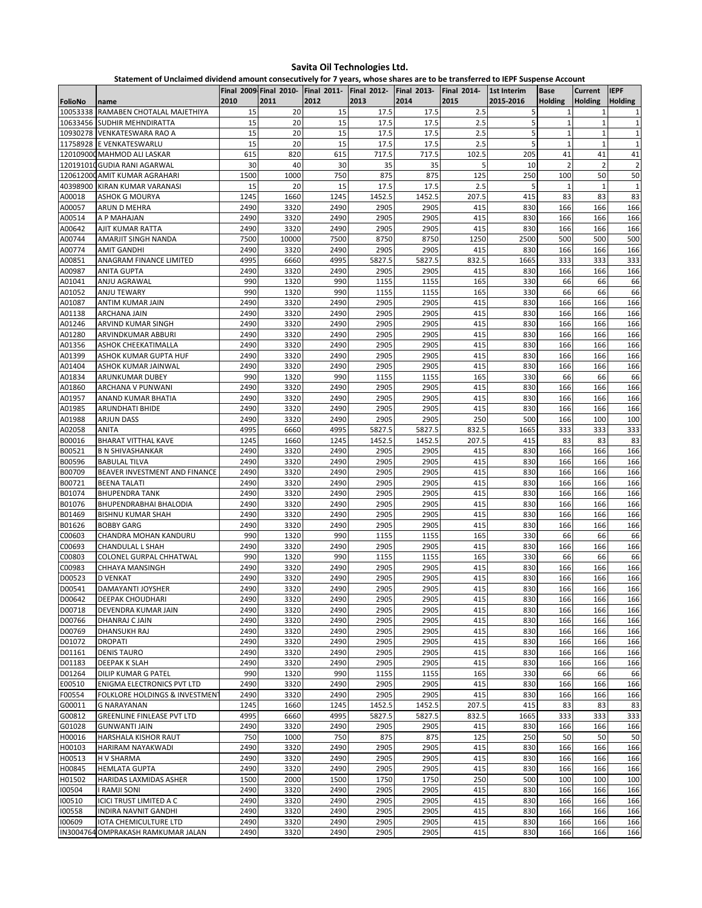# Savita Oil Technologies Ltd.

## Statement of Unclaimed dividend amount consecutively for 7 years, whose shares are to be transferred to IEPF Suspense Account

| FolioNo | name | Final 2009-2010 | Final 2010-2011 | Final 2011-2012 | Final 2012-2013 | Final 2013-2014 | Final 2014-2015 | 1st Interim 2015-2016 | Base Holding | Current Holding | IEPF Holding |
|---|---|---|---|---|---|---|---|---|---|---|---|
| 10053338 | RAMABEN CHOTALAL MAJETHIYA | 15 | 20 | 15 | 17.5 | 17.5 | 2.5 | 5 | 1 | 1 | 1 |
| 10633456 | SUDHIR MEHNDIRATTA | 15 | 20 | 15 | 17.5 | 17.5 | 2.5 | 5 | 1 | 1 | 1 |
| 10930278 | VENKATESWARA RAO A | 15 | 20 | 15 | 17.5 | 17.5 | 2.5 | 5 | 1 | 1 | 1 |
| 11758928 | E VENKATESWARLU | 15 | 20 | 15 | 17.5 | 17.5 | 2.5 | 5 | 1 | 1 | 1 |
| 12010900C | MAHMOD ALI LASKAR | 615 | 820 | 615 | 717.5 | 717.5 | 102.5 | 205 | 41 | 41 | 41 |
| 12019101C | GUDIA RANI AGARWAL | 30 | 40 | 30 | 35 | 35 | 5 | 10 | 2 | 2 | 2 |
| 12061200C | AMIT KUMAR AGRAHARI | 1500 | 1000 | 750 | 875 | 875 | 125 | 250 | 100 | 50 | 50 |
| 40398900 | KIRAN KUMAR VARANASI | 15 | 20 | 15 | 17.5 | 17.5 | 2.5 | 5 | 1 | 1 | 1 |
| A00018 | ASHOK G MOURYA | 1245 | 1660 | 1245 | 1452.5 | 1452.5 | 207.5 | 415 | 83 | 83 | 83 |
| A00057 | ARUN D MEHRA | 2490 | 3320 | 2490 | 2905 | 2905 | 415 | 830 | 166 | 166 | 166 |
| A00514 | A P MAHAJAN | 2490 | 3320 | 2490 | 2905 | 2905 | 415 | 830 | 166 | 166 | 166 |
| A00642 | AJIT KUMAR RATTA | 2490 | 3320 | 2490 | 2905 | 2905 | 415 | 830 | 166 | 166 | 166 |
| A00744 | AMARJIT SINGH NANDA | 7500 | 10000 | 7500 | 8750 | 8750 | 1250 | 2500 | 500 | 500 | 500 |
| A00774 | AMIT GANDHI | 2490 | 3320 | 2490 | 2905 | 2905 | 415 | 830 | 166 | 166 | 166 |
| A00851 | ANAGRAM FINANCE LIMITED | 4995 | 6660 | 4995 | 5827.5 | 5827.5 | 832.5 | 1665 | 333 | 333 | 333 |
| A00987 | ANITA GUPTA | 2490 | 3320 | 2490 | 2905 | 2905 | 415 | 830 | 166 | 166 | 166 |
| A01041 | ANJU AGRAWAL | 990 | 1320 | 990 | 1155 | 1155 | 165 | 330 | 66 | 66 | 66 |
| A01052 | ANJU TEWARY | 990 | 1320 | 990 | 1155 | 1155 | 165 | 330 | 66 | 66 | 66 |
| A01087 | ANTIM KUMAR JAIN | 2490 | 3320 | 2490 | 2905 | 2905 | 415 | 830 | 166 | 166 | 166 |
| A01138 | ARCHANA JAIN | 2490 | 3320 | 2490 | 2905 | 2905 | 415 | 830 | 166 | 166 | 166 |
| A01246 | ARVIND KUMAR SINGH | 2490 | 3320 | 2490 | 2905 | 2905 | 415 | 830 | 166 | 166 | 166 |
| A01280 | ARVINDKUMAR ABBURI | 2490 | 3320 | 2490 | 2905 | 2905 | 415 | 830 | 166 | 166 | 166 |
| A01356 | ASHOK CHEEKATIMALLA | 2490 | 3320 | 2490 | 2905 | 2905 | 415 | 830 | 166 | 166 | 166 |
| A01399 | ASHOK KUMAR GUPTA HUF | 2490 | 3320 | 2490 | 2905 | 2905 | 415 | 830 | 166 | 166 | 166 |
| A01404 | ASHOK KUMAR JAINWAL | 2490 | 3320 | 2490 | 2905 | 2905 | 415 | 830 | 166 | 166 | 166 |
| A01834 | ARUNKUMAR DUBEY | 990 | 1320 | 990 | 1155 | 1155 | 165 | 330 | 66 | 66 | 66 |
| A01860 | ARCHANA V PUNWANI | 2490 | 3320 | 2490 | 2905 | 2905 | 415 | 830 | 166 | 166 | 166 |
| A01957 | ANAND KUMAR BHATIA | 2490 | 3320 | 2490 | 2905 | 2905 | 415 | 830 | 166 | 166 | 166 |
| A01985 | ARUNDHATI BHIDE | 2490 | 3320 | 2490 | 2905 | 2905 | 415 | 830 | 166 | 166 | 166 |
| A01988 | ARJUN DASS | 2490 | 3320 | 2490 | 2905 | 2905 | 250 | 500 | 166 | 100 | 100 |
| A02058 | ANITA | 4995 | 6660 | 4995 | 5827.5 | 5827.5 | 832.5 | 1665 | 333 | 333 | 333 |
| B00016 | BHARAT VITTHAL KAVE | 1245 | 1660 | 1245 | 1452.5 | 1452.5 | 207.5 | 415 | 83 | 83 | 83 |
| B00521 | B N SHIVASHANKAR | 2490 | 3320 | 2490 | 2905 | 2905 | 415 | 830 | 166 | 166 | 166 |
| B00596 | BABULAL TILVA | 2490 | 3320 | 2490 | 2905 | 2905 | 415 | 830 | 166 | 166 | 166 |
| B00709 | BEAVER INVESTMENT AND FINANCE | 2490 | 3320 | 2490 | 2905 | 2905 | 415 | 830 | 166 | 166 | 166 |
| B00721 | BEENA TALATI | 2490 | 3320 | 2490 | 2905 | 2905 | 415 | 830 | 166 | 166 | 166 |
| B01074 | BHUPENDRA TANK | 2490 | 3320 | 2490 | 2905 | 2905 | 415 | 830 | 166 | 166 | 166 |
| B01076 | BHUPENDRABHAI BHALODIA | 2490 | 3320 | 2490 | 2905 | 2905 | 415 | 830 | 166 | 166 | 166 |
| B01469 | BISHNU KUMAR SHAH | 2490 | 3320 | 2490 | 2905 | 2905 | 415 | 830 | 166 | 166 | 166 |
| B01626 | BOBBY GARG | 2490 | 3320 | 2490 | 2905 | 2905 | 415 | 830 | 166 | 166 | 166 |
| C00603 | CHANDRA MOHAN KANDURU | 990 | 1320 | 990 | 1155 | 1155 | 165 | 330 | 66 | 66 | 66 |
| C00693 | CHANDULAL L SHAH | 2490 | 3320 | 2490 | 2905 | 2905 | 415 | 830 | 166 | 166 | 166 |
| C00803 | COLONEL GURPAL CHHATWAL | 990 | 1320 | 990 | 1155 | 1155 | 165 | 330 | 66 | 66 | 66 |
| C00983 | CHHAYA MANSINGH | 2490 | 3320 | 2490 | 2905 | 2905 | 415 | 830 | 166 | 166 | 166 |
| D00523 | D VENKAT | 2490 | 3320 | 2490 | 2905 | 2905 | 415 | 830 | 166 | 166 | 166 |
| D00541 | DAMAYANTI JOYSHER | 2490 | 3320 | 2490 | 2905 | 2905 | 415 | 830 | 166 | 166 | 166 |
| D00642 | DEEPAK CHOUDHARI | 2490 | 3320 | 2490 | 2905 | 2905 | 415 | 830 | 166 | 166 | 166 |
| D00718 | DEVENDRA KUMAR JAIN | 2490 | 3320 | 2490 | 2905 | 2905 | 415 | 830 | 166 | 166 | 166 |
| D00766 | DHANRAJ C JAIN | 2490 | 3320 | 2490 | 2905 | 2905 | 415 | 830 | 166 | 166 | 166 |
| D00769 | DHANSUKH RAJ | 2490 | 3320 | 2490 | 2905 | 2905 | 415 | 830 | 166 | 166 | 166 |
| D01072 | DROPATI | 2490 | 3320 | 2490 | 2905 | 2905 | 415 | 830 | 166 | 166 | 166 |
| D01161 | DENIS TAURO | 2490 | 3320 | 2490 | 2905 | 2905 | 415 | 830 | 166 | 166 | 166 |
| D01183 | DEEPAK K SLAH | 2490 | 3320 | 2490 | 2905 | 2905 | 415 | 830 | 166 | 166 | 166 |
| D01264 | DILIP KUMAR G PATEL | 990 | 1320 | 990 | 1155 | 1155 | 165 | 330 | 66 | 66 | 66 |
| E00510 | ENIGMA ELECTRONICS PVT LTD | 2490 | 3320 | 2490 | 2905 | 2905 | 415 | 830 | 166 | 166 | 166 |
| F00554 | FOLKLORE HOLDINGS & INVESTMENT | 2490 | 3320 | 2490 | 2905 | 2905 | 415 | 830 | 166 | 166 | 166 |
| G00011 | G NARAYANAN | 1245 | 1660 | 1245 | 1452.5 | 1452.5 | 207.5 | 415 | 83 | 83 | 83 |
| G00812 | GREENLINE FINLEASE PVT LTD | 4995 | 6660 | 4995 | 5827.5 | 5827.5 | 832.5 | 1665 | 333 | 333 | 333 |
| G01028 | GUNWANTI JAIN | 2490 | 3320 | 2490 | 2905 | 2905 | 415 | 830 | 166 | 166 | 166 |
| H00016 | HARSHALA KISHOR RAUT | 750 | 1000 | 750 | 875 | 875 | 125 | 250 | 50 | 50 | 50 |
| H00103 | HARIRAM NAYAKWADI | 2490 | 3320 | 2490 | 2905 | 2905 | 415 | 830 | 166 | 166 | 166 |
| H00513 | H V SHARMA | 2490 | 3320 | 2490 | 2905 | 2905 | 415 | 830 | 166 | 166 | 166 |
| H00845 | HEMLATA GUPTA | 2490 | 3320 | 2490 | 2905 | 2905 | 415 | 830 | 166 | 166 | 166 |
| H01502 | HARIDAS LAXMIDAS ASHER | 1500 | 2000 | 1500 | 1750 | 1750 | 250 | 500 | 100 | 100 | 100 |
| I00504 | I RAMJI SONI | 2490 | 3320 | 2490 | 2905 | 2905 | 415 | 830 | 166 | 166 | 166 |
| I00510 | ICICI TRUST LIMITED A C | 2490 | 3320 | 2490 | 2905 | 2905 | 415 | 830 | 166 | 166 | 166 |
| I00558 | INDIRA NAVNIT GANDHI | 2490 | 3320 | 2490 | 2905 | 2905 | 415 | 830 | 166 | 166 | 166 |
| I00609 | IOTA CHEMICULTURE LTD | 2490 | 3320 | 2490 | 2905 | 2905 | 415 | 830 | 166 | 166 | 166 |
| IN3004764 | OMPRAKASH RAMKUMAR JALAN | 2490 | 3320 | 2490 | 2905 | 2905 | 415 | 830 | 166 | 166 | 166 |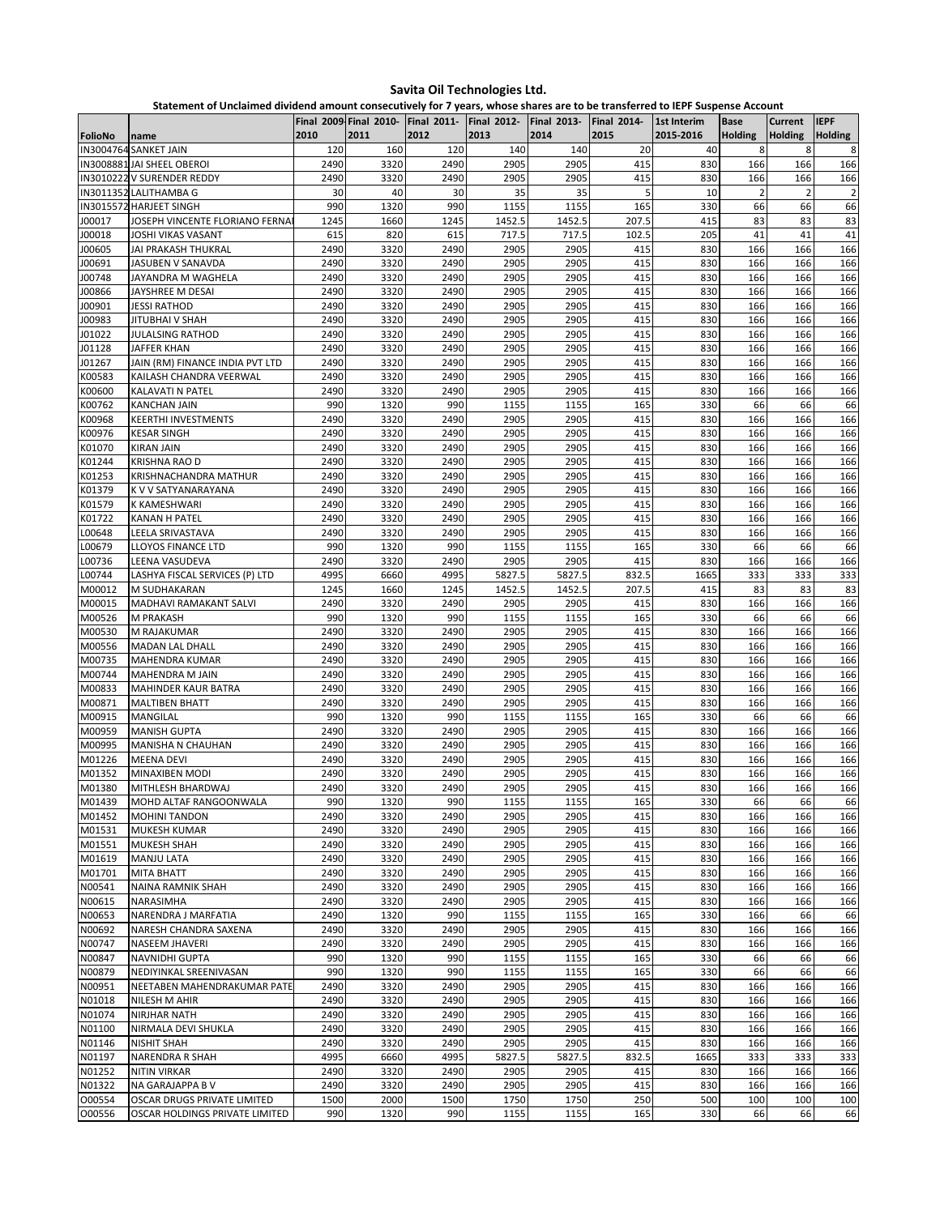# Savita Oil Technologies Ltd.

## Statement of Unclaimed dividend amount consecutively for 7 years, whose shares are to be transferred to IEPF Suspense Account

| FolioNo | name | Final 2009-2010 | Final 2010-2011 | Final 2011-2012 | Final 2012-2013 | Final 2013-2014 | Final 2014-2015 | 1st Interim 2015-2016 | Base Holding | Current Holding | IEPF Holding |
|---|---|---|---|---|---|---|---|---|---|---|---|
| IN3004764 | SANKET JAIN | 120 | 160 | 120 | 140 | 140 | 20 | 40 | 8 | 8 | 8 |
| IN3008881 | JAI SHEEL OBEROI | 2490 | 3320 | 2490 | 2905 | 2905 | 415 | 830 | 166 | 166 | 166 |
| IN3010222 | V SURENDER REDDY | 2490 | 3320 | 2490 | 2905 | 2905 | 415 | 830 | 166 | 166 | 166 |
| IN3011352 | LALITHAMBA G | 30 | 40 | 30 | 35 | 35 | 5 | 10 | 2 | 2 | 2 |
| IN3015572 | HARJEET SINGH | 990 | 1320 | 990 | 1155 | 1155 | 165 | 330 | 66 | 66 | 66 |
| J00017 | JOSEPH VINCENTE FLORIANO FERNAI | 1245 | 1660 | 1245 | 1452.5 | 1452.5 | 207.5 | 415 | 83 | 83 | 83 |
| J00018 | JOSHI VIKAS VASANT | 615 | 820 | 615 | 717.5 | 717.5 | 102.5 | 205 | 41 | 41 | 41 |
| J00605 | JAI PRAKASH THUKRAL | 2490 | 3320 | 2490 | 2905 | 2905 | 415 | 830 | 166 | 166 | 166 |
| J00691 | JASUBEN V SANAVDA | 2490 | 3320 | 2490 | 2905 | 2905 | 415 | 830 | 166 | 166 | 166 |
| J00748 | JAYANDRA M WAGHELA | 2490 | 3320 | 2490 | 2905 | 2905 | 415 | 830 | 166 | 166 | 166 |
| J00866 | JAYSHREE M DESAI | 2490 | 3320 | 2490 | 2905 | 2905 | 415 | 830 | 166 | 166 | 166 |
| J00901 | JESSI RATHOD | 2490 | 3320 | 2490 | 2905 | 2905 | 415 | 830 | 166 | 166 | 166 |
| J00983 | JITUBHAI V SHAH | 2490 | 3320 | 2490 | 2905 | 2905 | 415 | 830 | 166 | 166 | 166 |
| J01022 | JULALSING RATHOD | 2490 | 3320 | 2490 | 2905 | 2905 | 415 | 830 | 166 | 166 | 166 |
| J01128 | JAFFER KHAN | 2490 | 3320 | 2490 | 2905 | 2905 | 415 | 830 | 166 | 166 | 166 |
| J01267 | JAIN (RM) FINANCE INDIA PVT LTD | 2490 | 3320 | 2490 | 2905 | 2905 | 415 | 830 | 166 | 166 | 166 |
| K00583 | KAILASH CHANDRA VEERWAL | 2490 | 3320 | 2490 | 2905 | 2905 | 415 | 830 | 166 | 166 | 166 |
| K00600 | KALAVATI N PATEL | 2490 | 3320 | 2490 | 2905 | 2905 | 415 | 830 | 166 | 166 | 166 |
| K00762 | KANCHAN JAIN | 990 | 1320 | 990 | 1155 | 1155 | 165 | 330 | 66 | 66 | 66 |
| K00968 | KEERTHI INVESTMENTS | 2490 | 3320 | 2490 | 2905 | 2905 | 415 | 830 | 166 | 166 | 166 |
| K00976 | KESAR SINGH | 2490 | 3320 | 2490 | 2905 | 2905 | 415 | 830 | 166 | 166 | 166 |
| K01070 | KIRAN JAIN | 2490 | 3320 | 2490 | 2905 | 2905 | 415 | 830 | 166 | 166 | 166 |
| K01244 | KRISHNA RAO D | 2490 | 3320 | 2490 | 2905 | 2905 | 415 | 830 | 166 | 166 | 166 |
| K01253 | KRISHNACHANDRA MATHUR | 2490 | 3320 | 2490 | 2905 | 2905 | 415 | 830 | 166 | 166 | 166 |
| K01379 | K V V SATYANARAYANA | 2490 | 3320 | 2490 | 2905 | 2905 | 415 | 830 | 166 | 166 | 166 |
| K01579 | K KAMESHWARI | 2490 | 3320 | 2490 | 2905 | 2905 | 415 | 830 | 166 | 166 | 166 |
| K01722 | KANAN H PATEL | 2490 | 3320 | 2490 | 2905 | 2905 | 415 | 830 | 166 | 166 | 166 |
| L00648 | LEELA SRIVASTAVA | 2490 | 3320 | 2490 | 2905 | 2905 | 415 | 830 | 166 | 166 | 166 |
| L00679 | LLOYOS FINANCE LTD | 990 | 1320 | 990 | 1155 | 1155 | 165 | 330 | 66 | 66 | 66 |
| L00736 | LEENA VASUDEVA | 2490 | 3320 | 2490 | 2905 | 2905 | 415 | 830 | 166 | 166 | 166 |
| L00744 | LASHYA FISCAL SERVICES (P) LTD | 4995 | 6660 | 4995 | 5827.5 | 5827.5 | 832.5 | 1665 | 333 | 333 | 333 |
| M00012 | M SUDHAKARAN | 1245 | 1660 | 1245 | 1452.5 | 1452.5 | 207.5 | 415 | 83 | 83 | 83 |
| M00015 | MADHAVI RAMAKANT SALVI | 2490 | 3320 | 2490 | 2905 | 2905 | 415 | 830 | 166 | 166 | 166 |
| M00526 | M PRAKASH | 990 | 1320 | 990 | 1155 | 1155 | 165 | 330 | 66 | 66 | 66 |
| M00530 | M RAJAKUMAR | 2490 | 3320 | 2490 | 2905 | 2905 | 415 | 830 | 166 | 166 | 166 |
| M00556 | MADAN LAL DHALL | 2490 | 3320 | 2490 | 2905 | 2905 | 415 | 830 | 166 | 166 | 166 |
| M00735 | MAHENDRA KUMAR | 2490 | 3320 | 2490 | 2905 | 2905 | 415 | 830 | 166 | 166 | 166 |
| M00744 | MAHENDRA M JAIN | 2490 | 3320 | 2490 | 2905 | 2905 | 415 | 830 | 166 | 166 | 166 |
| M00833 | MAHINDER KAUR BATRA | 2490 | 3320 | 2490 | 2905 | 2905 | 415 | 830 | 166 | 166 | 166 |
| M00871 | MALTIBEN BHATT | 2490 | 3320 | 2490 | 2905 | 2905 | 415 | 830 | 166 | 166 | 166 |
| M00915 | MANGILAL | 990 | 1320 | 990 | 1155 | 1155 | 165 | 330 | 66 | 66 | 66 |
| M00959 | MANISH GUPTA | 2490 | 3320 | 2490 | 2905 | 2905 | 415 | 830 | 166 | 166 | 166 |
| M00995 | MANISHA N CHAUHAN | 2490 | 3320 | 2490 | 2905 | 2905 | 415 | 830 | 166 | 166 | 166 |
| M01226 | MEENA DEVI | 2490 | 3320 | 2490 | 2905 | 2905 | 415 | 830 | 166 | 166 | 166 |
| M01352 | MINAXIBEN MODI | 2490 | 3320 | 2490 | 2905 | 2905 | 415 | 830 | 166 | 166 | 166 |
| M01380 | MITHLESH BHARDWAJ | 2490 | 3320 | 2490 | 2905 | 2905 | 415 | 830 | 166 | 166 | 166 |
| M01439 | MOHD ALTAF RANGOONWALA | 990 | 1320 | 990 | 1155 | 1155 | 165 | 330 | 66 | 66 | 66 |
| M01452 | MOHINI TANDON | 2490 | 3320 | 2490 | 2905 | 2905 | 415 | 830 | 166 | 166 | 166 |
| M01531 | MUKESH KUMAR | 2490 | 3320 | 2490 | 2905 | 2905 | 415 | 830 | 166 | 166 | 166 |
| M01551 | MUKESH SHAH | 2490 | 3320 | 2490 | 2905 | 2905 | 415 | 830 | 166 | 166 | 166 |
| M01619 | MANJU LATA | 2490 | 3320 | 2490 | 2905 | 2905 | 415 | 830 | 166 | 166 | 166 |
| M01701 | MITA BHATT | 2490 | 3320 | 2490 | 2905 | 2905 | 415 | 830 | 166 | 166 | 166 |
| N00541 | NAINA RAMNIK SHAH | 2490 | 3320 | 2490 | 2905 | 2905 | 415 | 830 | 166 | 166 | 166 |
| N00615 | NARASIMHA | 2490 | 3320 | 2490 | 2905 | 2905 | 415 | 830 | 166 | 166 | 166 |
| N00653 | NARENDRA J MARFATIA | 2490 | 1320 | 990 | 1155 | 1155 | 165 | 330 | 166 | 66 | 66 |
| N00692 | NARESH CHANDRA SAXENA | 2490 | 3320 | 2490 | 2905 | 2905 | 415 | 830 | 166 | 166 | 166 |
| N00747 | NASEEM JHAVERI | 2490 | 3320 | 2490 | 2905 | 2905 | 415 | 830 | 166 | 166 | 166 |
| N00847 | NAVNIDHI GUPTA | 990 | 1320 | 990 | 1155 | 1155 | 165 | 330 | 66 | 66 | 66 |
| N00879 | NEDIYINKAL SREENIVASAN | 990 | 1320 | 990 | 1155 | 1155 | 165 | 330 | 66 | 66 | 66 |
| N00951 | NEETABEN MAHENDRAKUMAR PATE | 2490 | 3320 | 2490 | 2905 | 2905 | 415 | 830 | 166 | 166 | 166 |
| N01018 | NILESH M AHIR | 2490 | 3320 | 2490 | 2905 | 2905 | 415 | 830 | 166 | 166 | 166 |
| N01074 | NIRJHAR NATH | 2490 | 3320 | 2490 | 2905 | 2905 | 415 | 830 | 166 | 166 | 166 |
| N01100 | NIRMALA DEVI SHUKLA | 2490 | 3320 | 2490 | 2905 | 2905 | 415 | 830 | 166 | 166 | 166 |
| N01146 | NISHIT SHAH | 2490 | 3320 | 2490 | 2905 | 2905 | 415 | 830 | 166 | 166 | 166 |
| N01197 | NARENDRA R SHAH | 4995 | 6660 | 4995 | 5827.5 | 5827.5 | 832.5 | 1665 | 333 | 333 | 333 |
| N01252 | NITIN VIRKAR | 2490 | 3320 | 2490 | 2905 | 2905 | 415 | 830 | 166 | 166 | 166 |
| N01322 | NA GARAJAPPA B V | 2490 | 3320 | 2490 | 2905 | 2905 | 415 | 830 | 166 | 166 | 166 |
| O00554 | OSCAR DRUGS PRIVATE LIMITED | 1500 | 2000 | 1500 | 1750 | 1750 | 250 | 500 | 100 | 100 | 100 |
| O00556 | OSCAR HOLDINGS PRIVATE LIMITED | 990 | 1320 | 990 | 1155 | 1155 | 165 | 330 | 66 | 66 | 66 |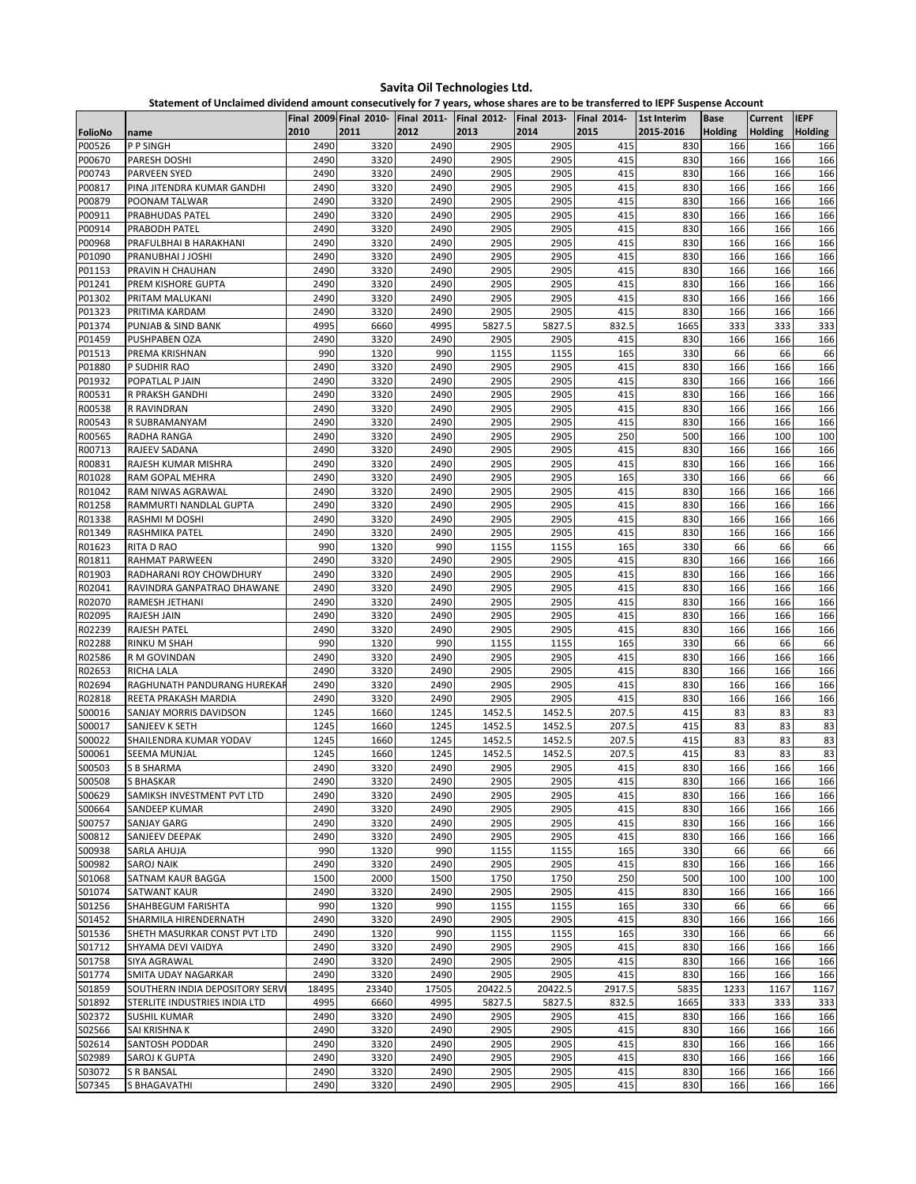# Savita Oil Technologies Ltd.

## Statement of Unclaimed dividend amount consecutively for 7 years, whose shares are to be transferred to IEPF Suspense Account

| FolioNo | name | Final 2009-2010 | Final 2010-2011 | Final 2011-2012 | Final 2012-2013 | Final 2013-2014 | Final 2014-2015 | 1st Interim 2015-2016 | Base Holding | Current Holding | IEPF Holding |
|---|---|---|---|---|---|---|---|---|---|---|---|
| P00526 | P P SINGH | 2490 | 3320 | 2490 | 2905 | 2905 | 415 | 830 | 166 | 166 | 166 |
| P00670 | PARESH DOSHI | 2490 | 3320 | 2490 | 2905 | 2905 | 415 | 830 | 166 | 166 | 166 |
| P00743 | PARVEEN SYED | 2490 | 3320 | 2490 | 2905 | 2905 | 415 | 830 | 166 | 166 | 166 |
| P00817 | PINA JITENDRA KUMAR GANDHI | 2490 | 3320 | 2490 | 2905 | 2905 | 415 | 830 | 166 | 166 | 166 |
| P00879 | POONAM TALWAR | 2490 | 3320 | 2490 | 2905 | 2905 | 415 | 830 | 166 | 166 | 166 |
| P00911 | PRABHUDAS PATEL | 2490 | 3320 | 2490 | 2905 | 2905 | 415 | 830 | 166 | 166 | 166 |
| P00914 | PRABODH PATEL | 2490 | 3320 | 2490 | 2905 | 2905 | 415 | 830 | 166 | 166 | 166 |
| P00968 | PRAFULBHAI B HARAKHANI | 2490 | 3320 | 2490 | 2905 | 2905 | 415 | 830 | 166 | 166 | 166 |
| P01090 | PRANUBHAI J JOSHI | 2490 | 3320 | 2490 | 2905 | 2905 | 415 | 830 | 166 | 166 | 166 |
| P01153 | PRAVIN H CHAUHAN | 2490 | 3320 | 2490 | 2905 | 2905 | 415 | 830 | 166 | 166 | 166 |
| P01241 | PREM KISHORE GUPTA | 2490 | 3320 | 2490 | 2905 | 2905 | 415 | 830 | 166 | 166 | 166 |
| P01302 | PRITAM MALUKANI | 2490 | 3320 | 2490 | 2905 | 2905 | 415 | 830 | 166 | 166 | 166 |
| P01323 | PRITIMA KARDAM | 2490 | 3320 | 2490 | 2905 | 2905 | 415 | 830 | 166 | 166 | 166 |
| P01374 | PUNJAB & SIND BANK | 4995 | 6660 | 4995 | 5827.5 | 5827.5 | 832.5 | 1665 | 333 | 333 | 333 |
| P01459 | PUSHPABEN OZA | 2490 | 3320 | 2490 | 2905 | 2905 | 415 | 830 | 166 | 166 | 166 |
| P01513 | PREMA KRISHNAN | 990 | 1320 | 990 | 1155 | 1155 | 165 | 330 | 66 | 66 | 66 |
| P01880 | P SUDHIR RAO | 2490 | 3320 | 2490 | 2905 | 2905 | 415 | 830 | 166 | 166 | 166 |
| P01932 | POPATLAL P JAIN | 2490 | 3320 | 2490 | 2905 | 2905 | 415 | 830 | 166 | 166 | 166 |
| R00531 | R PRAKSH GANDHI | 2490 | 3320 | 2490 | 2905 | 2905 | 415 | 830 | 166 | 166 | 166 |
| R00538 | R RAVINDRAN | 2490 | 3320 | 2490 | 2905 | 2905 | 415 | 830 | 166 | 166 | 166 |
| R00543 | R SUBRAMANYAM | 2490 | 3320 | 2490 | 2905 | 2905 | 415 | 830 | 166 | 166 | 166 |
| R00565 | RADHA RANGA | 2490 | 3320 | 2490 | 2905 | 2905 | 250 | 500 | 166 | 100 | 100 |
| R00713 | RAJEEV SADANA | 2490 | 3320 | 2490 | 2905 | 2905 | 415 | 830 | 166 | 166 | 166 |
| R00831 | RAJESH KUMAR MISHRA | 2490 | 3320 | 2490 | 2905 | 2905 | 415 | 830 | 166 | 166 | 166 |
| R01028 | RAM GOPAL MEHRA | 2490 | 3320 | 2490 | 2905 | 2905 | 165 | 330 | 166 | 66 | 66 |
| R01042 | RAM NIWAS AGRAWAL | 2490 | 3320 | 2490 | 2905 | 2905 | 415 | 830 | 166 | 166 | 166 |
| R01258 | RAMMURTI NANDLAL GUPTA | 2490 | 3320 | 2490 | 2905 | 2905 | 415 | 830 | 166 | 166 | 166 |
| R01338 | RASHMI M DOSHI | 2490 | 3320 | 2490 | 2905 | 2905 | 415 | 830 | 166 | 166 | 166 |
| R01349 | RASHMIKA PATEL | 2490 | 3320 | 2490 | 2905 | 2905 | 415 | 830 | 166 | 166 | 166 |
| R01623 | RITA D RAO | 990 | 1320 | 990 | 1155 | 1155 | 165 | 330 | 66 | 66 | 66 |
| R01811 | RAHMAT PARWEEN | 2490 | 3320 | 2490 | 2905 | 2905 | 415 | 830 | 166 | 166 | 166 |
| R01903 | RADHARANI ROY CHOWDHURY | 2490 | 3320 | 2490 | 2905 | 2905 | 415 | 830 | 166 | 166 | 166 |
| R02041 | RAVINDRA GANPATRAO DHAWANE | 2490 | 3320 | 2490 | 2905 | 2905 | 415 | 830 | 166 | 166 | 166 |
| R02070 | RAMESH JETHANI | 2490 | 3320 | 2490 | 2905 | 2905 | 415 | 830 | 166 | 166 | 166 |
| R02095 | RAJESH JAIN | 2490 | 3320 | 2490 | 2905 | 2905 | 415 | 830 | 166 | 166 | 166 |
| R02239 | RAJESH PATEL | 2490 | 3320 | 2490 | 2905 | 2905 | 415 | 830 | 166 | 166 | 166 |
| R02288 | RINKU M SHAH | 990 | 1320 | 990 | 1155 | 1155 | 165 | 330 | 66 | 66 | 66 |
| R02586 | R M GOVINDAN | 2490 | 3320 | 2490 | 2905 | 2905 | 415 | 830 | 166 | 166 | 166 |
| R02653 | RICHA LALA | 2490 | 3320 | 2490 | 2905 | 2905 | 415 | 830 | 166 | 166 | 166 |
| R02694 | RAGHUNATH PANDURANG HUREKAR | 2490 | 3320 | 2490 | 2905 | 2905 | 415 | 830 | 166 | 166 | 166 |
| R02818 | REETA PRAKASH MARDIA | 2490 | 3320 | 2490 | 2905 | 2905 | 415 | 830 | 166 | 166 | 166 |
| S00016 | SANJAY MORRIS DAVIDSON | 1245 | 1660 | 1245 | 1452.5 | 1452.5 | 207.5 | 415 | 83 | 83 | 83 |
| S00017 | SANJEEV K SETH | 1245 | 1660 | 1245 | 1452.5 | 1452.5 | 207.5 | 415 | 83 | 83 | 83 |
| S00022 | SHAILENDRA KUMAR YODAV | 1245 | 1660 | 1245 | 1452.5 | 1452.5 | 207.5 | 415 | 83 | 83 | 83 |
| S00061 | SEEMA MUNJAL | 1245 | 1660 | 1245 | 1452.5 | 1452.5 | 207.5 | 415 | 83 | 83 | 83 |
| S00503 | S B SHARMA | 2490 | 3320 | 2490 | 2905 | 2905 | 415 | 830 | 166 | 166 | 166 |
| S00508 | S BHASKAR | 2490 | 3320 | 2490 | 2905 | 2905 | 415 | 830 | 166 | 166 | 166 |
| S00629 | SAMIKSH INVESTMENT PVT LTD | 2490 | 3320 | 2490 | 2905 | 2905 | 415 | 830 | 166 | 166 | 166 |
| S00664 | SANDEEP KUMAR | 2490 | 3320 | 2490 | 2905 | 2905 | 415 | 830 | 166 | 166 | 166 |
| S00757 | SANJAY GARG | 2490 | 3320 | 2490 | 2905 | 2905 | 415 | 830 | 166 | 166 | 166 |
| S00812 | SANJEEV DEEPAK | 2490 | 3320 | 2490 | 2905 | 2905 | 415 | 830 | 166 | 166 | 166 |
| S00938 | SARLA AHUJA | 990 | 1320 | 990 | 1155 | 1155 | 165 | 330 | 66 | 66 | 66 |
| S00982 | SAROJ NAIK | 2490 | 3320 | 2490 | 2905 | 2905 | 415 | 830 | 166 | 166 | 166 |
| S01068 | SATNAM KAUR BAGGA | 1500 | 2000 | 1500 | 1750 | 1750 | 250 | 500 | 100 | 100 | 100 |
| S01074 | SATWANT KAUR | 2490 | 3320 | 2490 | 2905 | 2905 | 415 | 830 | 166 | 166 | 166 |
| S01256 | SHAHBEGUM FARISHTA | 990 | 1320 | 990 | 1155 | 1155 | 165 | 330 | 66 | 66 | 66 |
| S01452 | SHARMILA HIRENDERNATH | 2490 | 3320 | 2490 | 2905 | 2905 | 415 | 830 | 166 | 166 | 166 |
| S01536 | SHETH MASURKAR CONST PVT LTD | 2490 | 1320 | 990 | 1155 | 1155 | 165 | 330 | 166 | 66 | 66 |
| S01712 | SHYAMA DEVI VAIDYA | 2490 | 3320 | 2490 | 2905 | 2905 | 415 | 830 | 166 | 166 | 166 |
| S01758 | SIYA AGRAWAL | 2490 | 3320 | 2490 | 2905 | 2905 | 415 | 830 | 166 | 166 | 166 |
| S01774 | SMITA UDAY NAGARKAR | 2490 | 3320 | 2490 | 2905 | 2905 | 415 | 830 | 166 | 166 | 166 |
| S01859 | SOUTHERN INDIA DEPOSITORY SERVI | 18495 | 23340 | 17505 | 20422.5 | 20422.5 | 2917.5 | 5835 | 1233 | 1167 | 1167 |
| S01892 | STERLITE INDUSTRIES INDIA LTD | 4995 | 6660 | 4995 | 5827.5 | 5827.5 | 832.5 | 1665 | 333 | 333 | 333 |
| S02372 | SUSHIL KUMAR | 2490 | 3320 | 2490 | 2905 | 2905 | 415 | 830 | 166 | 166 | 166 |
| S02566 | SAI KRISHNA K | 2490 | 3320 | 2490 | 2905 | 2905 | 415 | 830 | 166 | 166 | 166 |
| S02614 | SANTOSH PODDAR | 2490 | 3320 | 2490 | 2905 | 2905 | 415 | 830 | 166 | 166 | 166 |
| S02989 | SAROJ K GUPTA | 2490 | 3320 | 2490 | 2905 | 2905 | 415 | 830 | 166 | 166 | 166 |
| S03072 | S R BANSAL | 2490 | 3320 | 2490 | 2905 | 2905 | 415 | 830 | 166 | 166 | 166 |
| S07345 | S BHAGAVATHI | 2490 | 3320 | 2490 | 2905 | 2905 | 415 | 830 | 166 | 166 | 166 |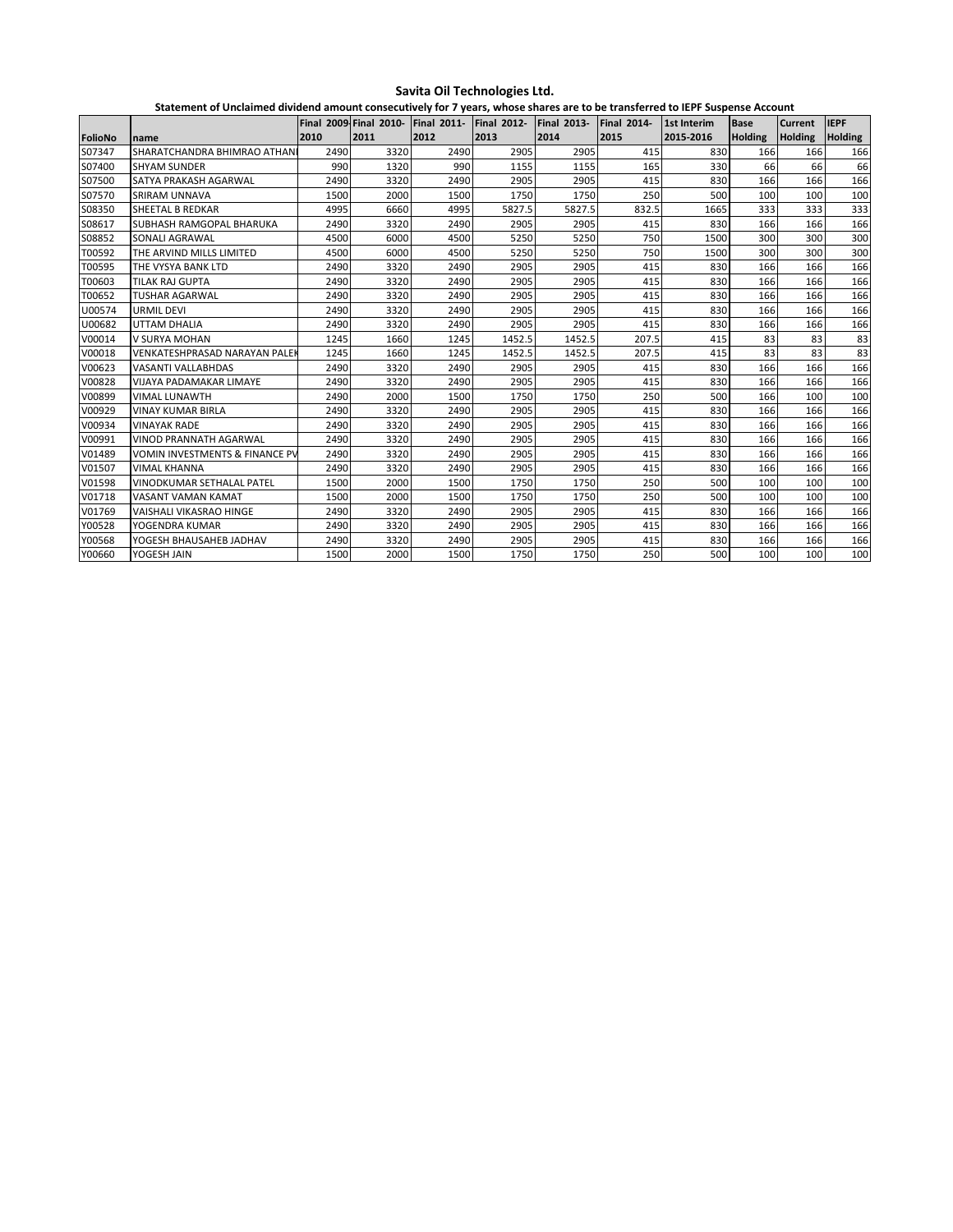# Savita Oil Technologies Ltd.

**Statement of Unclaimed dividend amount consecutively for 7 years, whose shares are to be transferred to IEPF Suspense Account**

| FolioNo | name | Final 2009-2010 | Final 2010-2011 | Final 2011-2012 | Final 2012-2013 | Final 2013-2014 | Final 2014-2015 | 1st Interim 2015-2016 | Base Holding | Current Holding | IEPF Holding |
|---|---|---|---|---|---|---|---|---|---|---|---|
| S07347 | SHARATCHANDRA BHIMRAO ATHANI | 2490 | 3320 | 2490 | 2905 | 2905 | 415 | 830 | 166 | 166 | 166 |
| S07400 | SHYAM SUNDER | 990 | 1320 | 990 | 1155 | 1155 | 165 | 330 | 66 | 66 | 66 |
| S07500 | SATYA PRAKASH AGARWAL | 2490 | 3320 | 2490 | 2905 | 2905 | 415 | 830 | 166 | 166 | 166 |
| S07570 | SRIRAM UNNAVA | 1500 | 2000 | 1500 | 1750 | 1750 | 250 | 500 | 100 | 100 | 100 |
| S08350 | SHEETAL B REDKAR | 4995 | 6660 | 4995 | 5827.5 | 5827.5 | 832.5 | 1665 | 333 | 333 | 333 |
| S08617 | SUBHASH RAMGOPAL BHARUKA | 2490 | 3320 | 2490 | 2905 | 2905 | 415 | 830 | 166 | 166 | 166 |
| S08852 | SONALI AGRAWAL | 4500 | 6000 | 4500 | 5250 | 5250 | 750 | 1500 | 300 | 300 | 300 |
| T00592 | THE ARVIND MILLS LIMITED | 4500 | 6000 | 4500 | 5250 | 5250 | 750 | 1500 | 300 | 300 | 300 |
| T00595 | THE VYSYA BANK LTD | 2490 | 3320 | 2490 | 2905 | 2905 | 415 | 830 | 166 | 166 | 166 |
| T00603 | TILAK RAJ GUPTA | 2490 | 3320 | 2490 | 2905 | 2905 | 415 | 830 | 166 | 166 | 166 |
| T00652 | TUSHAR AGARWAL | 2490 | 3320 | 2490 | 2905 | 2905 | 415 | 830 | 166 | 166 | 166 |
| U00574 | URMIL DEVI | 2490 | 3320 | 2490 | 2905 | 2905 | 415 | 830 | 166 | 166 | 166 |
| U00682 | UTTAM DHALIA | 2490 | 3320 | 2490 | 2905 | 2905 | 415 | 830 | 166 | 166 | 166 |
| V00014 | V SURYA MOHAN | 1245 | 1660 | 1245 | 1452.5 | 1452.5 | 207.5 | 415 | 83 | 83 | 83 |
| V00018 | VENKATESHPRASAD NARAYAN PALEK | 1245 | 1660 | 1245 | 1452.5 | 1452.5 | 207.5 | 415 | 83 | 83 | 83 |
| V00623 | VASANTI VALLABHDAS | 2490 | 3320 | 2490 | 2905 | 2905 | 415 | 830 | 166 | 166 | 166 |
| V00828 | VIJAYA PADAMAKAR LIMAYE | 2490 | 3320 | 2490 | 2905 | 2905 | 415 | 830 | 166 | 166 | 166 |
| V00899 | VIMAL LUNAWTH | 2490 | 2000 | 1500 | 1750 | 1750 | 250 | 500 | 166 | 100 | 100 |
| V00929 | VINAY KUMAR BIRLA | 2490 | 3320 | 2490 | 2905 | 2905 | 415 | 830 | 166 | 166 | 166 |
| V00934 | VINAYAK RADE | 2490 | 3320 | 2490 | 2905 | 2905 | 415 | 830 | 166 | 166 | 166 |
| V00991 | VINOD PRANNATH AGARWAL | 2490 | 3320 | 2490 | 2905 | 2905 | 415 | 830 | 166 | 166 | 166 |
| V01489 | VOMIN INVESTMENTS & FINANCE PV | 2490 | 3320 | 2490 | 2905 | 2905 | 415 | 830 | 166 | 166 | 166 |
| V01507 | VIMAL KHANNA | 2490 | 3320 | 2490 | 2905 | 2905 | 415 | 830 | 166 | 166 | 166 |
| V01598 | VINODKUMAR SETHALAL PATEL | 1500 | 2000 | 1500 | 1750 | 1750 | 250 | 500 | 100 | 100 | 100 |
| V01718 | VASANT VAMAN KAMAT | 1500 | 2000 | 1500 | 1750 | 1750 | 250 | 500 | 100 | 100 | 100 |
| V01769 | VAISHALI VIKASRAO HINGE | 2490 | 3320 | 2490 | 2905 | 2905 | 415 | 830 | 166 | 166 | 166 |
| Y00528 | YOGENDRA KUMAR | 2490 | 3320 | 2490 | 2905 | 2905 | 415 | 830 | 166 | 166 | 166 |
| Y00568 | YOGESH BHAUSAHEB JADHAV | 2490 | 3320 | 2490 | 2905 | 2905 | 415 | 830 | 166 | 166 | 166 |
| Y00660 | YOGESH JAIN | 1500 | 2000 | 1500 | 1750 | 1750 | 250 | 500 | 100 | 100 | 100 |